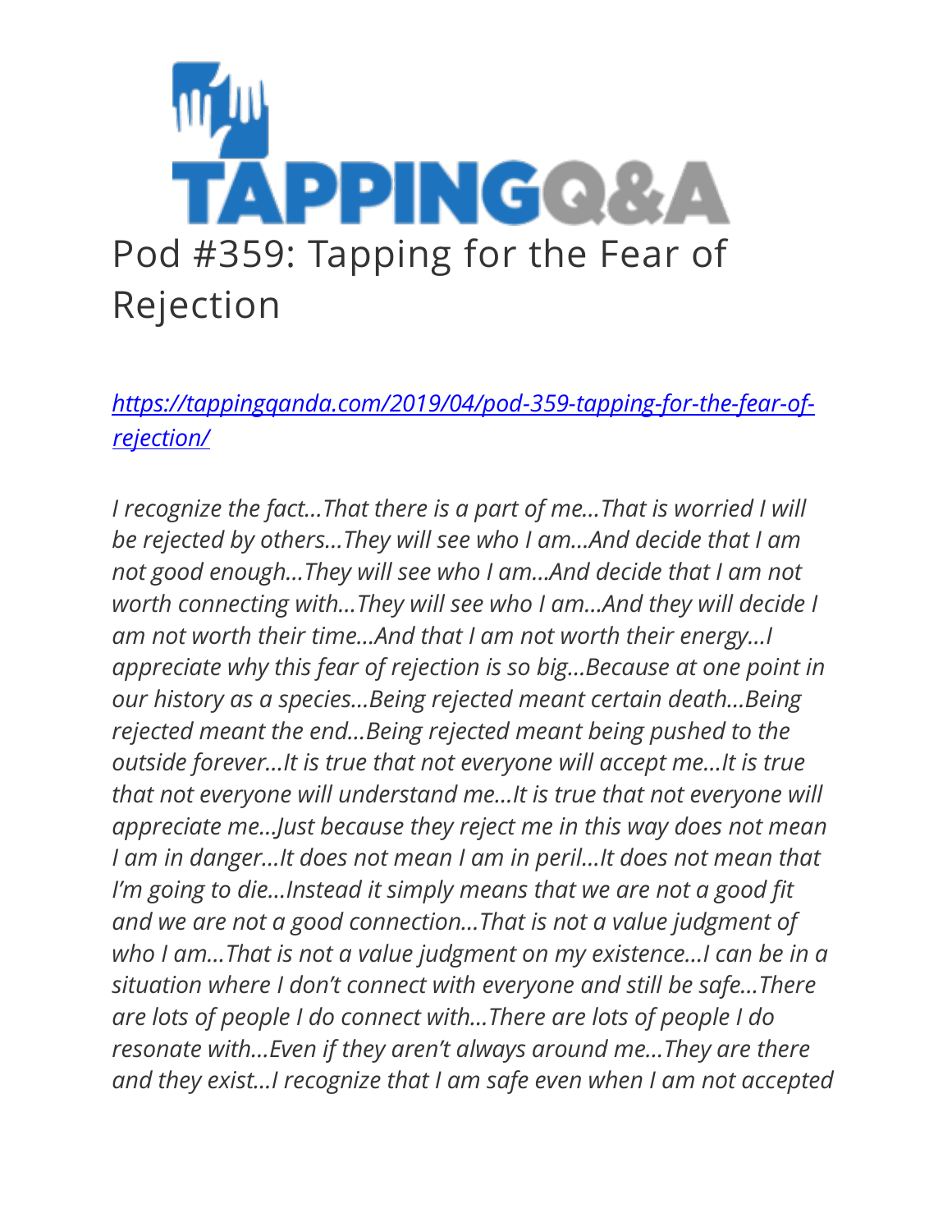# Pod #359: Tapping for the Fear of Rejection

[https://tappingqanda.com/2019/04/pod-359-tapping-for-the-fear-of-rejection/](https://tappingqanda.com/2019/04/pod-359-tapping-for-the-fear-of-rejection/)

*I recognize the fact…That there is a part of me…That is worried I will be rejected by others…They will see who I am…And decide that I am not good enough…They will see who I am…And decide that I am not worth connecting with…They will see who I am…And they will decide I am not worth their time…And that I am not worth their energy…I appreciate why this fear of rejection is so big…Because at one point in our history as a species…Being rejected meant certain death…Being rejected meant the end…Being rejected meant being pushed to the outside forever…It is true that not everyone will accept me…It is true that not everyone will understand me…It is true that not everyone will appreciate me…Just because they reject me in this way does not mean I am in danger…It does not mean I am in peril…It does not mean that I'm going to die…Instead it simply means that we are not a good fit and we are not a good connection…That is not a value judgment of who I am…That is not a value judgment on my existence…I can be in a situation where I don't connect with everyone and still be safe…There are lots of people I do connect with…There are lots of people I do resonate with…Even if they aren't always around me…They are there and they exist…I recognize that I am safe even when I am not accepted*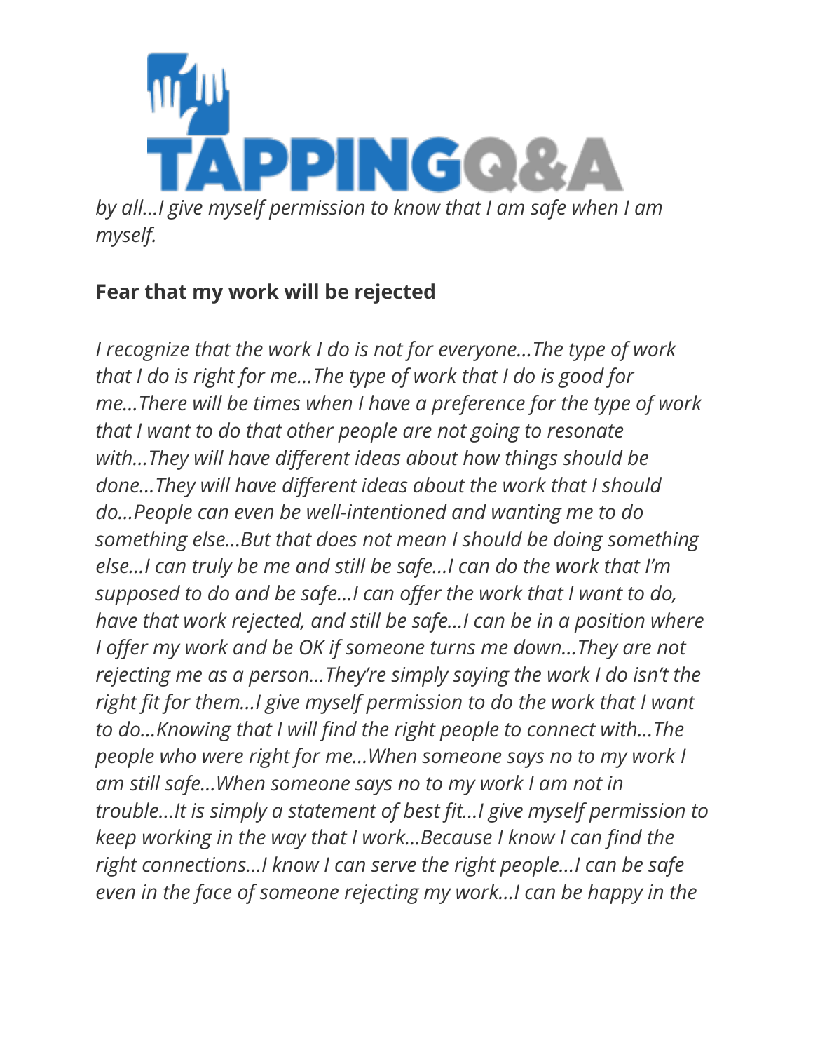*by all...I give myself permission to know that I am safe when I am myself.*

**Fear that my work will be rejected**

*I recognize that the work I do is not for everyone...The type of work that I do is right for me...The type of work that I do is good for me...There will be times when I have a preference for the type of work that I want to do that other people are not going to resonate with...They will have different ideas about how things should be done...They will have different ideas about the work that I should do...People can even be well-intentioned and wanting me to do something else...But that does not mean I should be doing something else...I can truly be me and still be safe...I can do the work that I'm supposed to do and be safe...I can offer the work that I want to do, have that work rejected, and still be safe...I can be in a position where I offer my work and be OK if someone turns me down...They are not rejecting me as a person...They're simply saying the work I do isn't the right fit for them...I give myself permission to do the work that I want to do...Knowing that I will find the right people to connect with...The people who were right for me...When someone says no to my work I am still safe...When someone says no to my work I am not in trouble...It is simply a statement of best fit...I give myself permission to keep working in the way that I work...Because I know I can find the right connections...I know I can serve the right people...I can be safe even in the face of someone rejecting my work...I can be happy in the*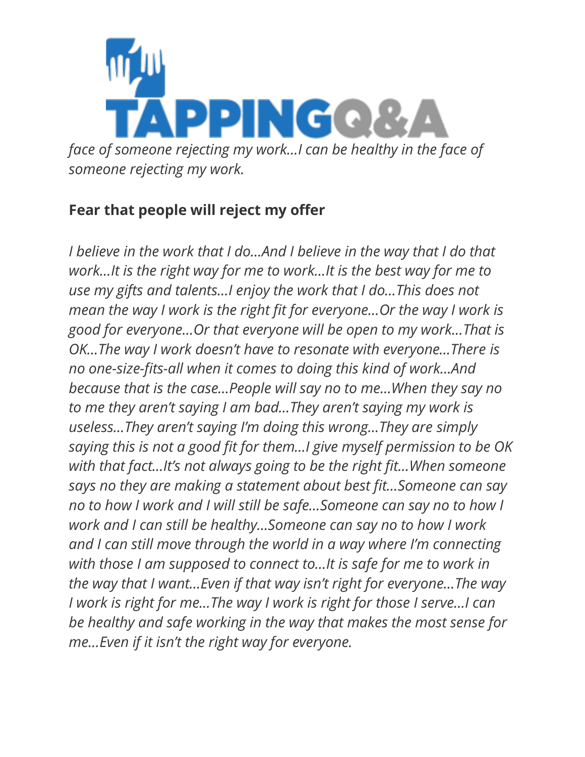*face of someone rejecting my work…I can be healthy in the face of someone rejecting my work.*

**Fear that people will reject my offer**

*I believe in the work that I do…And I believe in the way that I do that work…It is the right way for me to work…It is the best way for me to use my gifts and talents…I enjoy the work that I do…This does not mean the way I work is the right fit for everyone…Or the way I work is good for everyone…Or that everyone will be open to my work…That is OK…The way I work doesn't have to resonate with everyone…There is no one-size-fits-all when it comes to doing this kind of work…And because that is the case…People will say no to me…When they say no to me they aren't saying I am bad…They aren't saying my work is useless…They aren't saying I'm doing this wrong…They are simply saying this is not a good fit for them…I give myself permission to be OK with that fact…It's not always going to be the right fit…When someone says no they are making a statement about best fit…Someone can say no to how I work and I will still be safe…Someone can say no to how I work and I can still be healthy…Someone can say no to how I work and I can still move through the world in a way where I'm connecting with those I am supposed to connect to…It is safe for me to work in the way that I want…Even if that way isn't right for everyone…The way I work is right for me…The way I work is right for those I serve…I can be healthy and safe working in the way that makes the most sense for me…Even if it isn't the right way for everyone.*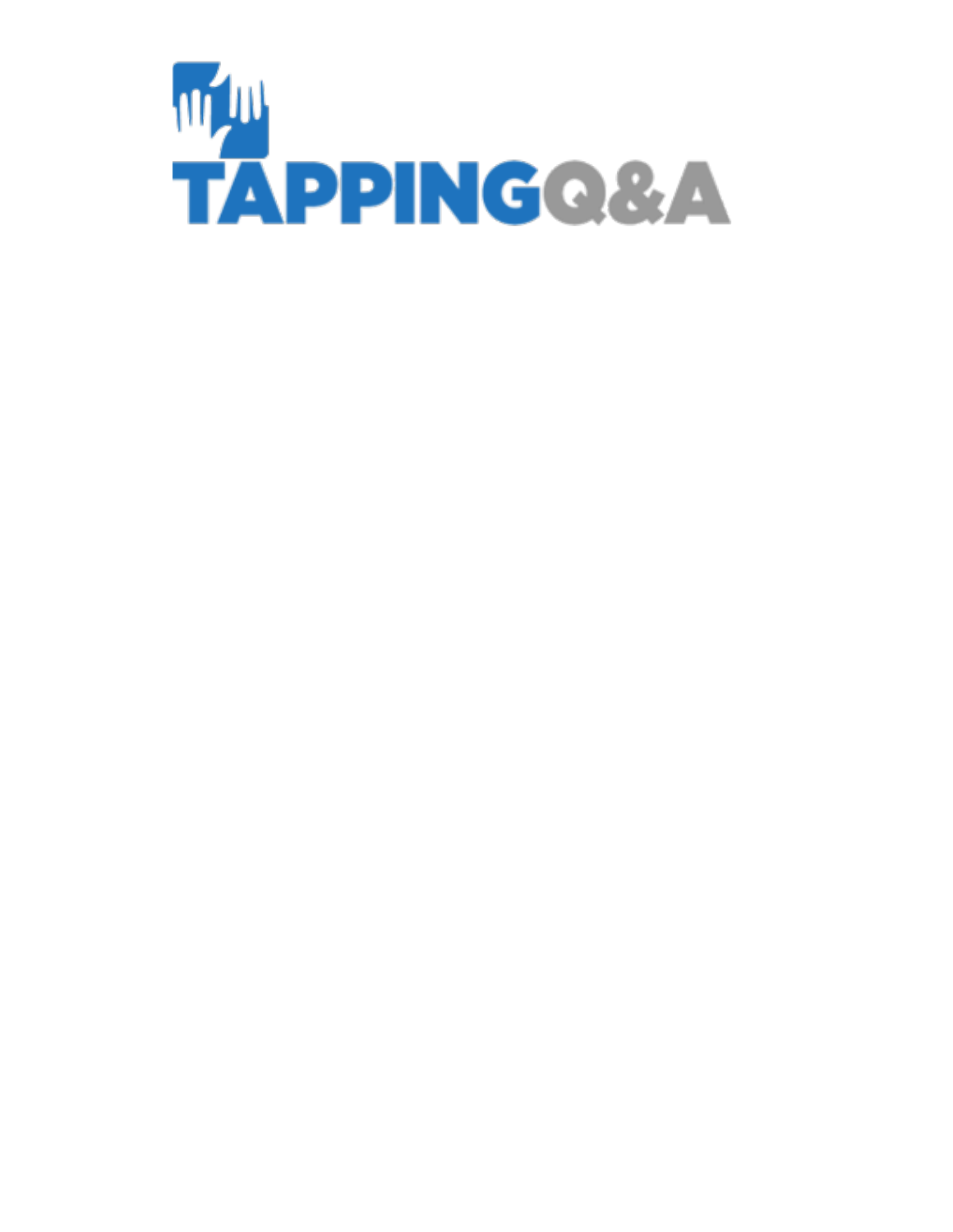TAPPINGQ&A